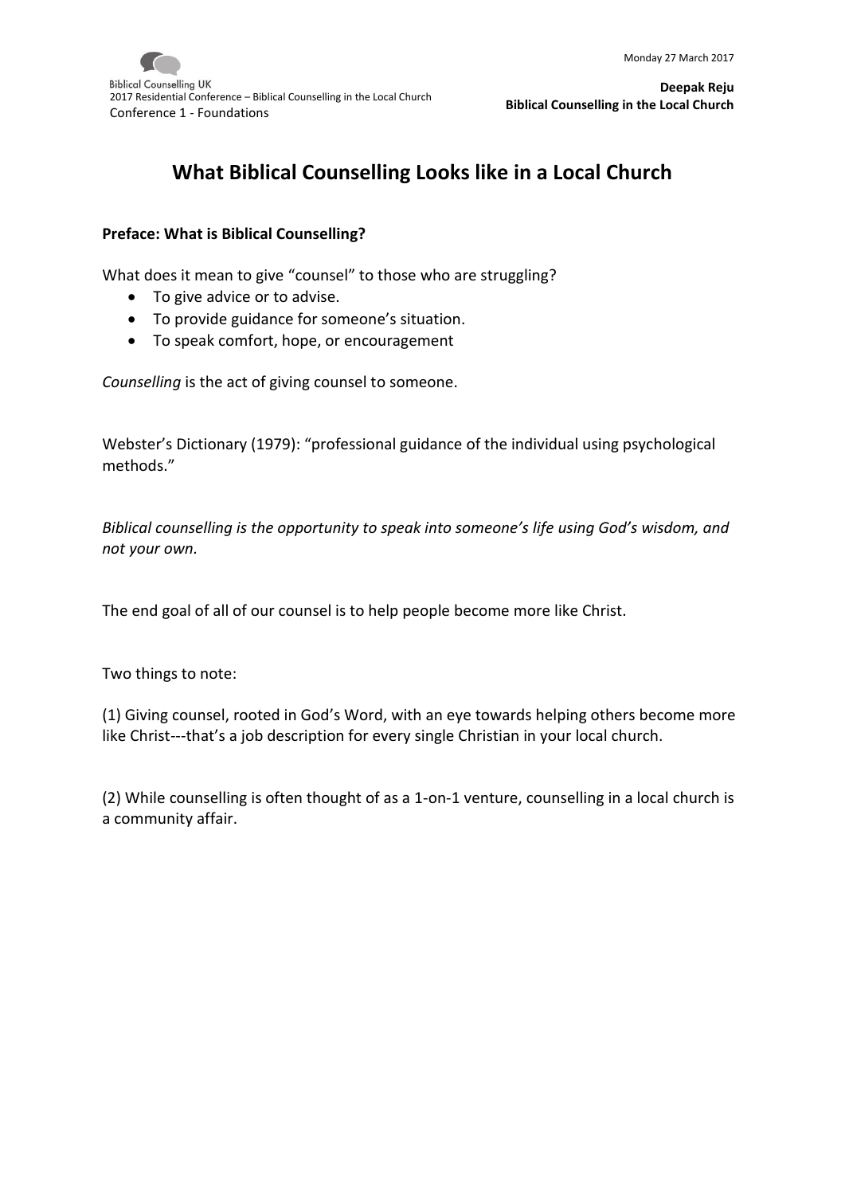# What Biblical Counselling Looks like in a Local Church

**Preface: What is Biblical Counselling?**

What does it mean to give "counsel" to those who are struggling?

- To give advice or to advise.
- To provide guidance for someone's situation.
- To speak comfort, hope, or encouragement

*Counselling* is the act of giving counsel to someone.

Webster's Dictionary (1979): "professional guidance of the individual using psychological methods."

*Biblical counselling is the opportunity to speak into someone's life using God's wisdom, and not your own.*

The end goal of all of our counsel is to help people become more like Christ.

Two things to note:

(1) Giving counsel, rooted in God's Word, with an eye towards helping others become more like Christ---that's a job description for every single Christian in your local church.

(2) While counselling is often thought of as a 1-on-1 venture, counselling in a local church is a community affair.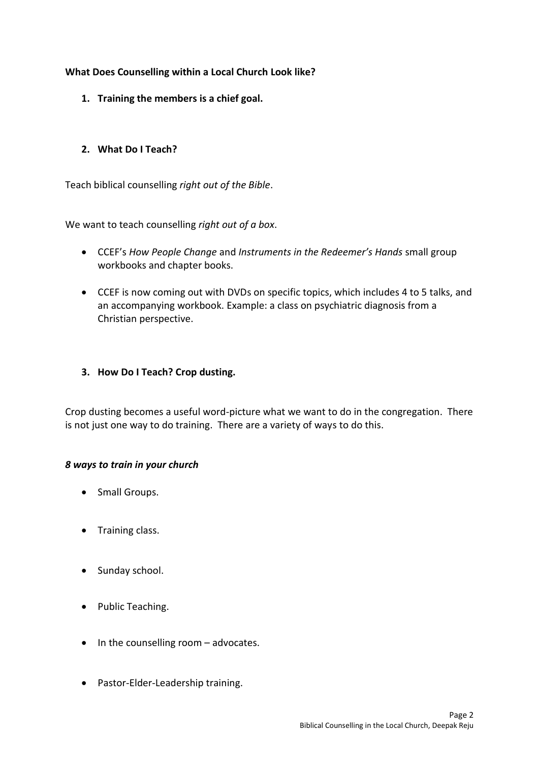**What Does Counselling within a Local Church Look like?**

1. **Training the members is a chief goal.**

2. **What Do I Teach?**

Teach biblical counselling *right out of the Bible*.

We want to teach counselling *right out of a box*.

- CCEF's *How People Change* and *Instruments in the Redeemer's Hands* small group workbooks and chapter books.
- CCEF is now coming out with DVDs on specific topics, which includes 4 to 5 talks, and an accompanying workbook. Example: a class on psychiatric diagnosis from a Christian perspective.

3. **How Do I Teach? Crop dusting.**

Crop dusting becomes a useful word-picture what we want to do in the congregation. There is not just one way to do training. There are a variety of ways to do this.

***8 ways to train in your church***

- Small Groups.
- Training class.
- Sunday school.
- Public Teaching.
- In the counselling room – advocates.
- Pastor-Elder-Leadership training.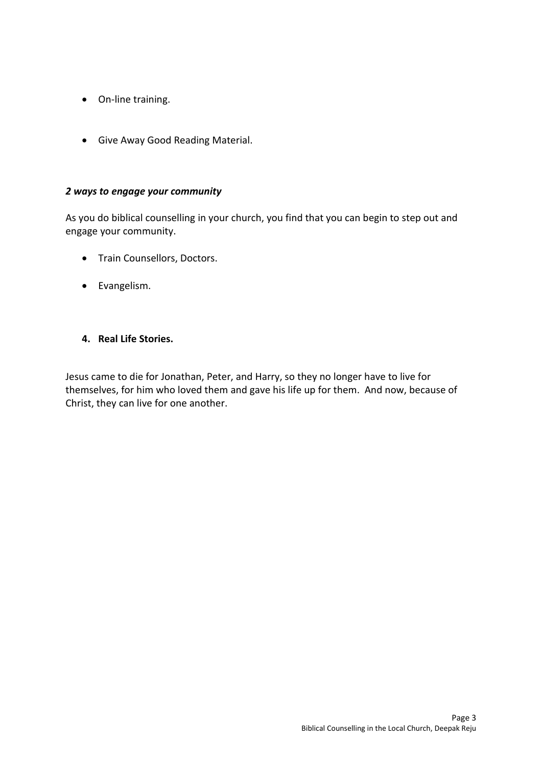- On-line training.

- Give Away Good Reading Material.

***2 ways to engage your community***

As you do biblical counselling in your church, you find that you can begin to step out and engage your community.

- Train Counsellors, Doctors.

- Evangelism.

4. **Real Life Stories.**

Jesus came to die for Jonathan, Peter, and Harry, so they no longer have to live for themselves, for him who loved them and gave his life up for them.  And now, because of Christ, they can live for one another.